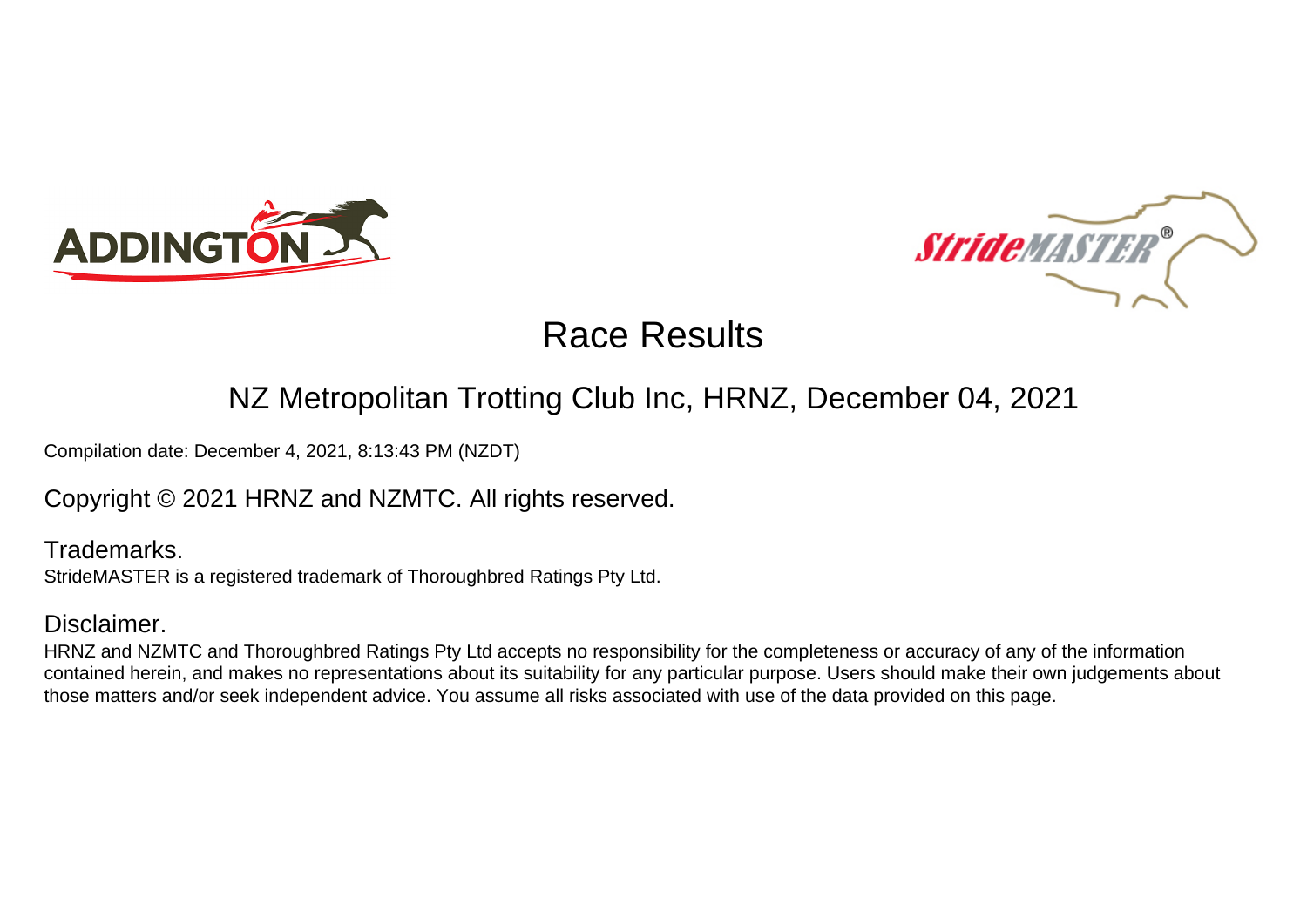# Race Results

## NZ Metropolitan Trotting Club Inc, HRNZ, December 04, 2021

Compilation date: December 4, 2021, 8:13:43 PM (NZDT)

Copyright © 2021 HRNZ and NZMTC. All rights reserved.

### Trademarks.

StrideMASTER is a registered trademark of Thoroughbred Ratings Pty Ltd.

### Disclaimer.

HRNZ and NZMTC and Thoroughbred Ratings Pty Ltd accepts no responsibility for the completeness or accuracy of any of the information contained herein, and makes no representations about its suitability for any particular purpose. Users should make their own judgements about those matters and/or seek independent advice. You assume all risks associated with use of the data provided on this page.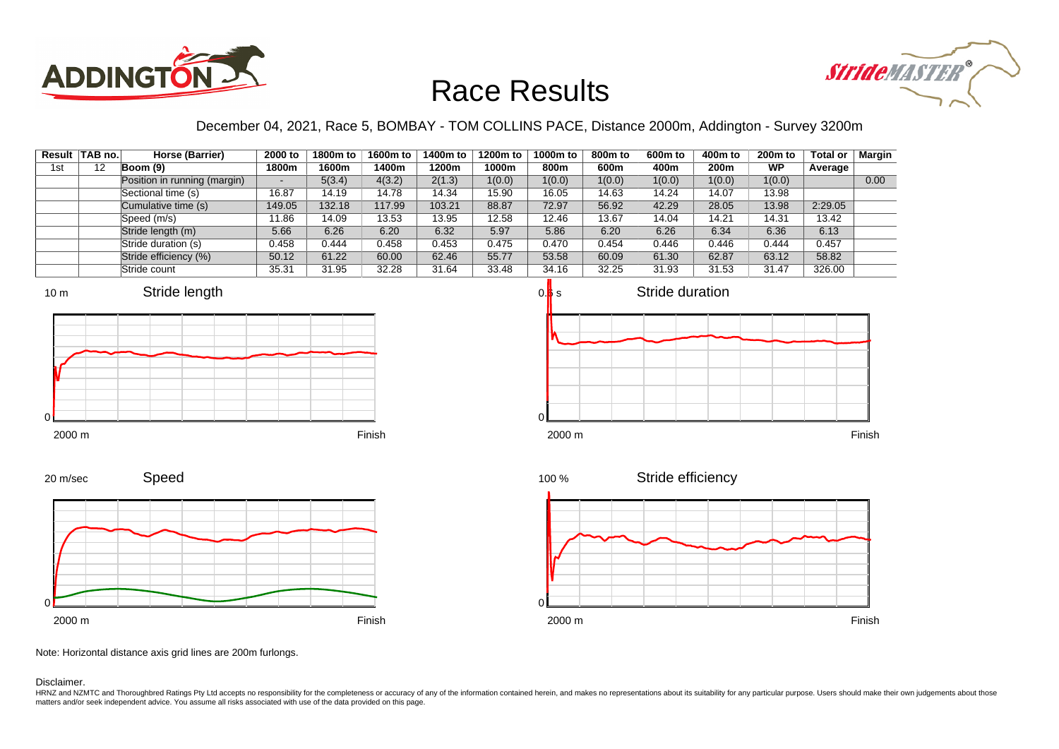# Race Results

December 04, 2021, Race 5, BOMBAY - TOM COLLINS PACE, Distance 2000m, Addington - Survey 3200m

| Result | TAB no. | Horse (Barrier) | 2000 to 1800m | 1800m to 1600m | 1600m to 1400m | 1400m to 1200m | 1200m to 1000m | 1000m to 800m | 800m to 600m | 600m to 400m | 400m to 200m | 200m to WP | Total or Average | Margin |
|---|---|---|---|---|---|---|---|---|---|---|---|---|---|---|
| 1st | 12 | **Boom (9)** | | | | | | | | | | | | |
| | | Position in running (margin) | - | 5(3.4) | 4(3.2) | 2(1.3) | 1(0.0) | 1(0.0) | 1(0.0) | 1(0.0) | 1(0.0) | 1(0.0) | | 0.00 |
| | | Sectional time (s) | 16.87 | 14.19 | 14.78 | 14.34 | 15.90 | 16.05 | 14.63 | 14.24 | 14.07 | 13.98 | | |
| | | Cumulative time (s) | 149.05 | 132.18 | 117.99 | 103.21 | 88.87 | 72.97 | 56.92 | 42.29 | 28.05 | 13.98 | 2:29.05 | |
| | | Speed (m/s) | 11.86 | 14.09 | 13.53 | 13.95 | 12.58 | 12.46 | 13.67 | 14.04 | 14.21 | 14.31 | 13.42 | |
| | | Stride length (m) | 5.66 | 6.26 | 6.20 | 6.32 | 5.97 | 5.86 | 6.20 | 6.26 | 6.34 | 6.36 | 6.13 | |
| | | Stride duration (s) | 0.458 | 0.444 | 0.458 | 0.453 | 0.475 | 0.470 | 0.454 | 0.446 | 0.446 | 0.444 | 0.457 | |
| | | Stride efficiency (%) | 50.12 | 61.22 | 60.00 | 62.46 | 55.77 | 53.58 | 60.09 | 61.30 | 62.87 | 63.12 | 58.82 | |
| | | Stride count | 35.31 | 31.95 | 32.28 | 31.64 | 33.48 | 34.16 | 32.25 | 31.93 | 31.53 | 31.47 | 326.00 | |

Note: Horizontal distance axis grid lines are 200m furlongs.

Disclaimer.

HRNZ and NZMTC and Thoroughbred Ratings Pty Ltd accepts no responsibility for the completeness or accuracy of any of the information contained herein, and makes no representations about its suitability for any particular purpose. Users should make their own judgements about those matters and/or seek independent advice. You assume all risks associated with use of the data provided on this page.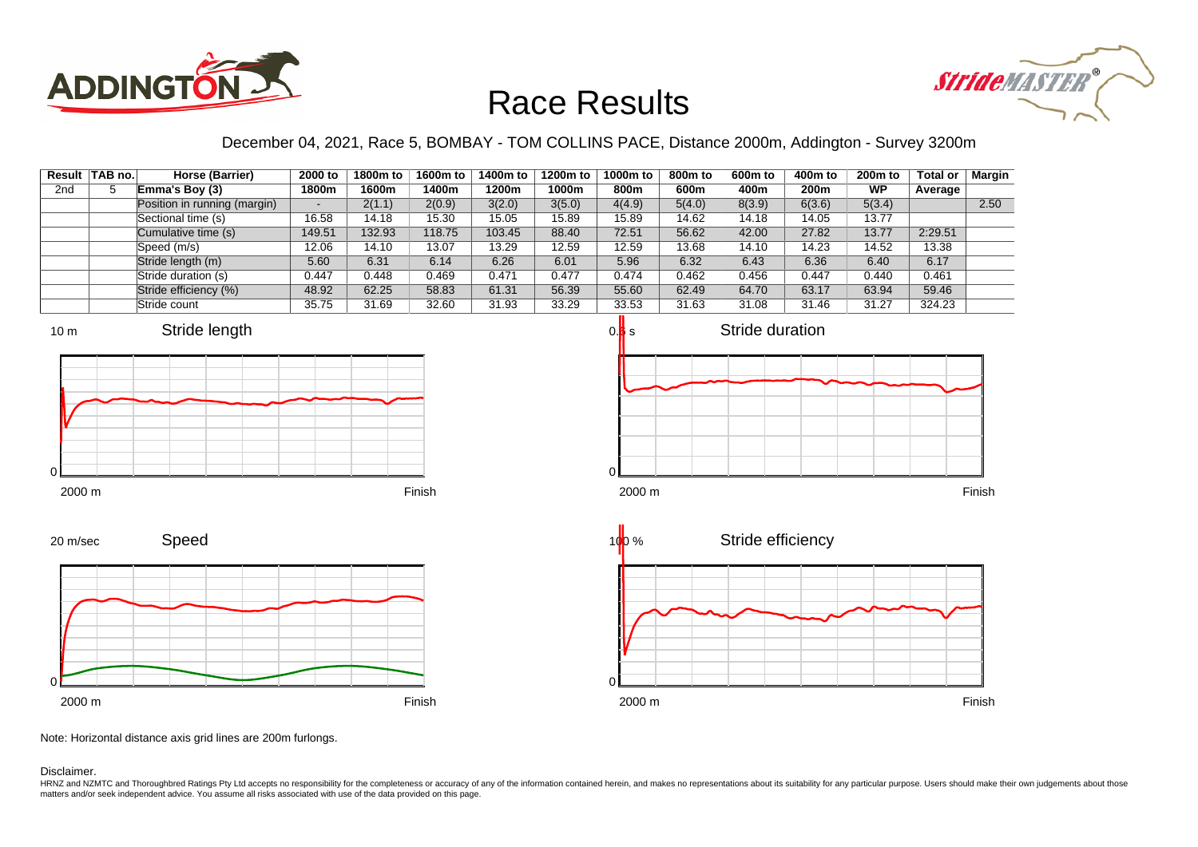# Race Results

December 04, 2021, Race 5, BOMBAY - TOM COLLINS PACE, Distance 2000m, Addington - Survey 3200m

| Result | TAB no. | Horse (Barrier) | 2000 to 1800m | 1800m to 1600m | 1600m to 1400m | 1400m to 1200m | 1200m to 1000m | 1000m to 800m | 800m to 600m | 600m to 400m | 400m to 200m | 200m to WP | Total or Average | Margin |
|---|---|---|---|---|---|---|---|---|---|---|---|---|---|---|
| 2nd | 5 | **Emma's Boy (3)** | | | | | | | | | | | | |
| | | Position in running (margin) | - | 2(1.1) | 2(0.9) | 3(2.0) | 3(5.0) | 4(4.9) | 5(4.0) | 8(3.9) | 6(3.6) | 5(3.4) | | 2.50 |
| | | Sectional time (s) | 16.58 | 14.18 | 15.30 | 15.05 | 15.89 | 15.89 | 14.62 | 14.18 | 14.05 | 13.77 | | |
| | | Cumulative time (s) | 149.51 | 132.93 | 118.75 | 103.45 | 88.40 | 72.51 | 56.62 | 42.00 | 27.82 | 13.77 | 2:29.51 | |
| | | Speed (m/s) | 12.06 | 14.10 | 13.07 | 13.29 | 12.59 | 12.59 | 13.68 | 14.10 | 14.23 | 14.52 | 13.38 | |
| | | Stride length (m) | 5.60 | 6.31 | 6.14 | 6.26 | 6.01 | 5.96 | 6.32 | 6.43 | 6.36 | 6.40 | 6.17 | |
| | | Stride duration (s) | 0.447 | 0.448 | 0.469 | 0.471 | 0.477 | 0.474 | 0.462 | 0.456 | 0.447 | 0.440 | 0.461 | |
| | | Stride efficiency (%) | 48.92 | 62.25 | 58.83 | 61.31 | 56.39 | 55.60 | 62.49 | 64.70 | 63.17 | 63.94 | 59.46 | |
| | | Stride count | 35.75 | 31.69 | 32.60 | 31.93 | 33.29 | 33.53 | 31.63 | 31.08 | 31.46 | 31.27 | 324.23 | |

Note: Horizontal distance axis grid lines are 200m furlongs.

Disclaimer.

HRNZ and NZMTC and Thoroughbred Ratings Pty Ltd accepts no responsibility for the completeness or accuracy of any of the information contained herein, and makes no representations about its suitability for any particular purpose. Users should make their own judgements about those matters and/or seek independent advice. You assume all risks associated with use of the data provided on this page.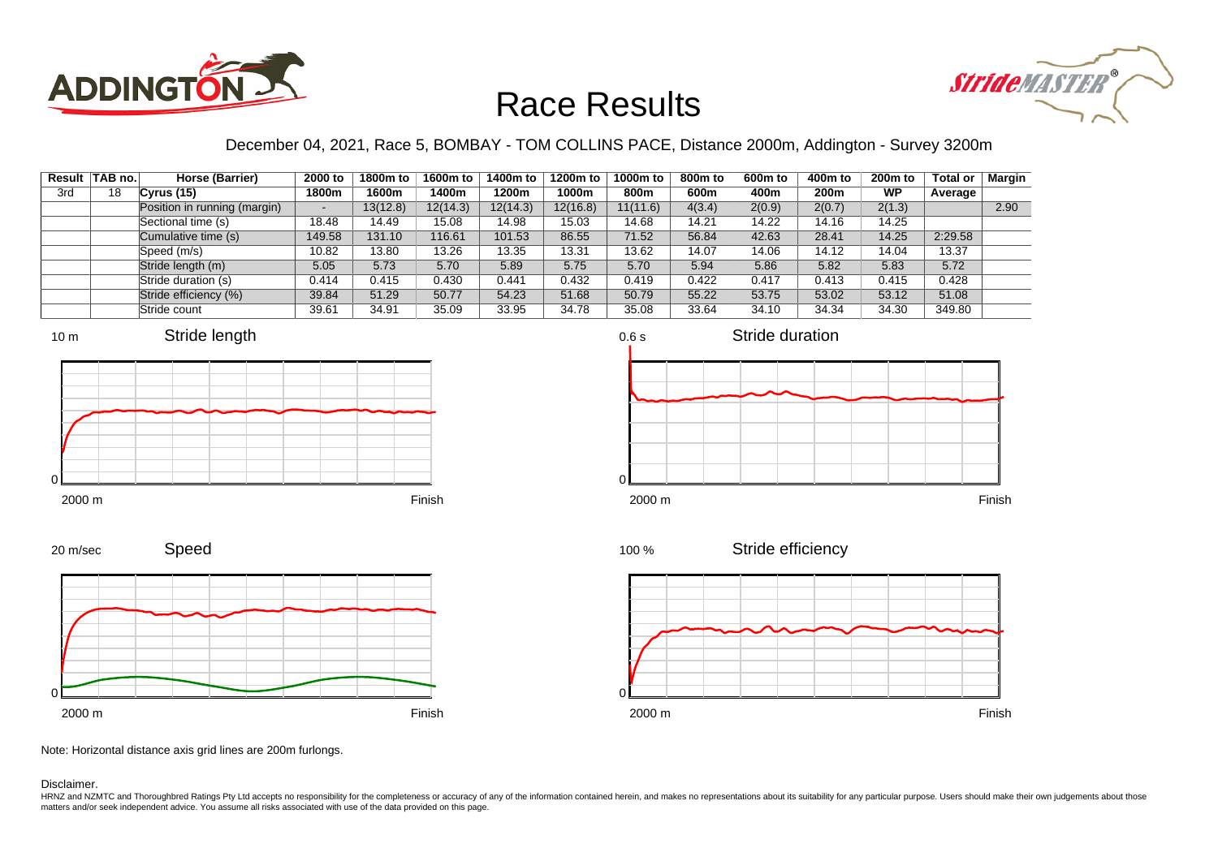# Race Results

December 04, 2021, Race 5, BOMBAY - TOM COLLINS PACE, Distance 2000m, Addington - Survey 3200m

| Result | TAB no. | Horse (Barrier) | 2000 to 1800m | 1800m to 1600m | 1600m to 1400m | 1400m to 1200m | 1200m to 1000m | 1000m to 800m | 800m to 600m | 600m to 400m | 400m to 200m | 200m to WP | Total or Average | Margin |
|---|---|---|---|---|---|---|---|---|---|---|---|---|---|---|
| 3rd | 18 | **Cyrus (15)** | | | | | | | | | | | | |
| | | Position in running (margin) | - | 13(12.8) | 12(14.3) | 12(14.3) | 12(16.8) | 11(11.6) | 4(3.4) | 2(0.9) | 2(0.7) | 2(1.3) | | 2.90 |
| | | Sectional time (s) | 18.48 | 14.49 | 15.08 | 14.98 | 15.03 | 14.68 | 14.21 | 14.22 | 14.16 | 14.25 | | |
| | | Cumulative time (s) | 149.58 | 131.10 | 116.61 | 101.53 | 86.55 | 71.52 | 56.84 | 42.63 | 28.41 | 14.25 | 2:29.58 | |
| | | Speed (m/s) | 10.82 | 13.80 | 13.26 | 13.35 | 13.31 | 13.62 | 14.07 | 14.06 | 14.12 | 14.04 | 13.37 | |
| | | Stride length (m) | 5.05 | 5.73 | 5.70 | 5.89 | 5.75 | 5.70 | 5.94 | 5.86 | 5.82 | 5.83 | 5.72 | |
| | | Stride duration (s) | 0.414 | 0.415 | 0.430 | 0.441 | 0.432 | 0.419 | 0.422 | 0.417 | 0.413 | 0.415 | 0.428 | |
| | | Stride efficiency (%) | 39.84 | 51.29 | 50.77 | 54.23 | 51.68 | 50.79 | 55.22 | 53.75 | 53.02 | 53.12 | 51.08 | |
| | | Stride count | 39.61 | 34.91 | 35.09 | 33.95 | 34.78 | 35.08 | 33.64 | 34.10 | 34.34 | 34.30 | 349.80 | |

Note: Horizontal distance axis grid lines are 200m furlongs.

Disclaimer.

HRNZ and NZMTC and Thoroughbred Ratings Pty Ltd accepts no responsibility for the completeness or accuracy of any of the information contained herein, and makes no representations about its suitability for any particular purpose. Users should make their own judgements about those matters and/or seek independent advice. You assume all risks associated with use of the data provided on this page.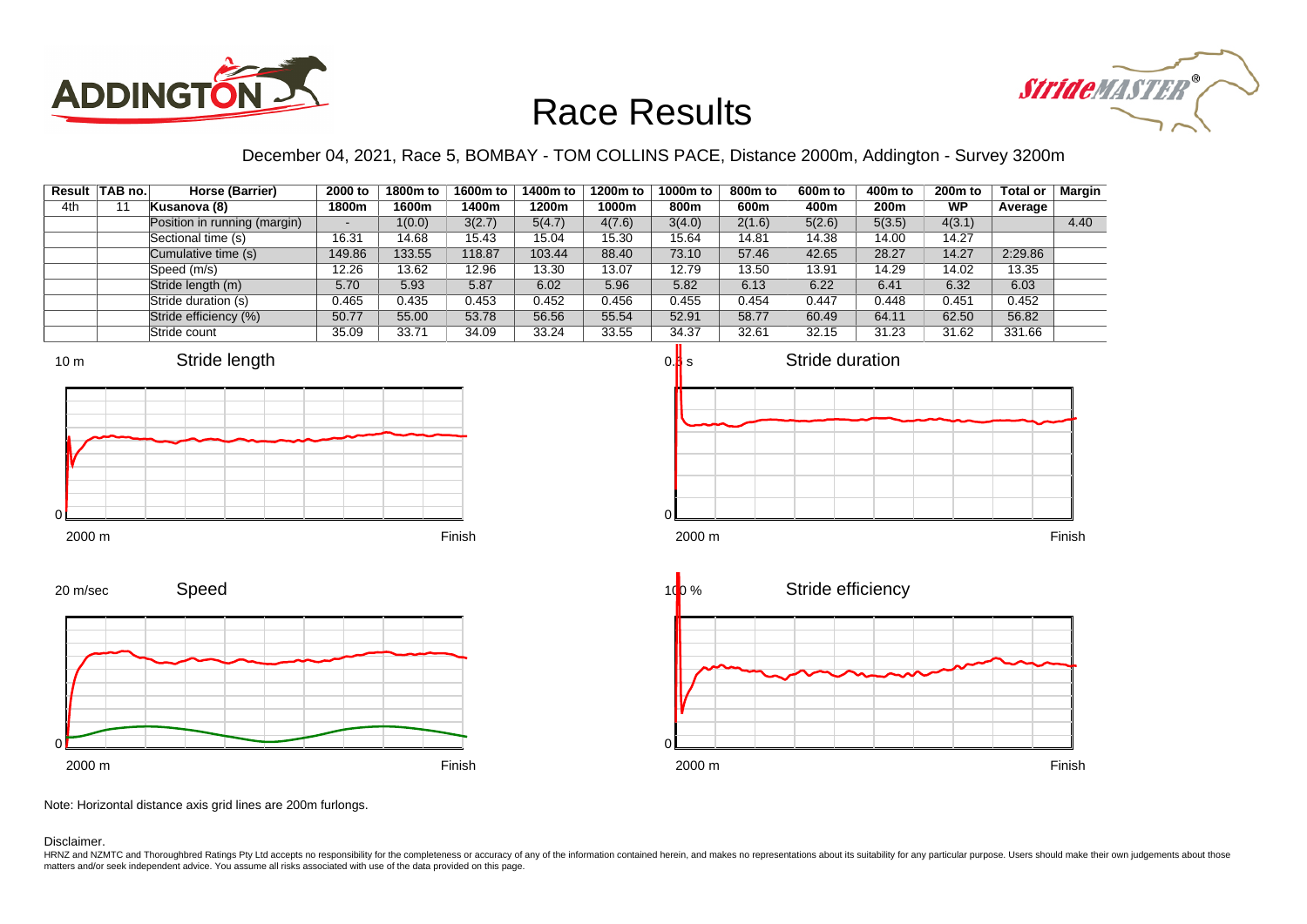# Race Results

December 04, 2021, Race 5, BOMBAY - TOM COLLINS PACE, Distance 2000m, Addington - Survey 3200m

| Result | TAB no. | Horse (Barrier) | 2000 to 1800m | 1800m to 1600m | 1600m to 1400m | 1400m to 1200m | 1200m to 1000m | 1000m to 800m | 800m to 600m | 600m to 400m | 400m to 200m | 200m to WP | Total or Average | Margin |
|---|---|---|---|---|---|---|---|---|---|---|---|---|---|---|
| 4th | 11 | Kusanova (8) | | | | | | | | | | | | |
| | | Position in running (margin) | - | 1(0.0) | 3(2.7) | 5(4.7) | 4(7.6) | 3(4.0) | 2(1.6) | 5(2.6) | 5(3.5) | 4(3.1) | | 4.40 |
| | | Sectional time (s) | 16.31 | 14.68 | 15.43 | 15.04 | 15.30 | 15.64 | 14.81 | 14.38 | 14.00 | 14.27 | | |
| | | Cumulative time (s) | 149.86 | 133.55 | 118.87 | 103.44 | 88.40 | 73.10 | 57.46 | 42.65 | 28.27 | 14.27 | 2:29.86 | |
| | | Speed (m/s) | 12.26 | 13.62 | 12.96 | 13.30 | 13.07 | 12.79 | 13.50 | 13.91 | 14.29 | 14.02 | 13.35 | |
| | | Stride length (m) | 5.70 | 5.93 | 5.87 | 6.02 | 5.96 | 5.82 | 6.13 | 6.22 | 6.41 | 6.32 | 6.03 | |
| | | Stride duration (s) | 0.465 | 0.435 | 0.453 | 0.452 | 0.456 | 0.455 | 0.454 | 0.447 | 0.448 | 0.451 | 0.452 | |
| | | Stride efficiency (%) | 50.77 | 55.00 | 53.78 | 56.56 | 55.54 | 52.91 | 58.77 | 60.49 | 64.11 | 62.50 | 56.82 | |
| | | Stride count | 35.09 | 33.71 | 34.09 | 33.24 | 33.55 | 34.37 | 32.61 | 32.15 | 31.23 | 31.62 | 331.66 | |

Note: Horizontal distance axis grid lines are 200m furlongs.

Disclaimer.

HRNZ and NZMTC and Thoroughbred Ratings Pty Ltd accepts no responsibility for the completeness or accuracy of any of the information contained herein, and makes no representations about its suitability for any particular purpose. Users should make their own judgements about those matters and/or seek independent advice. You assume all risks associated with use of the data provided on this page.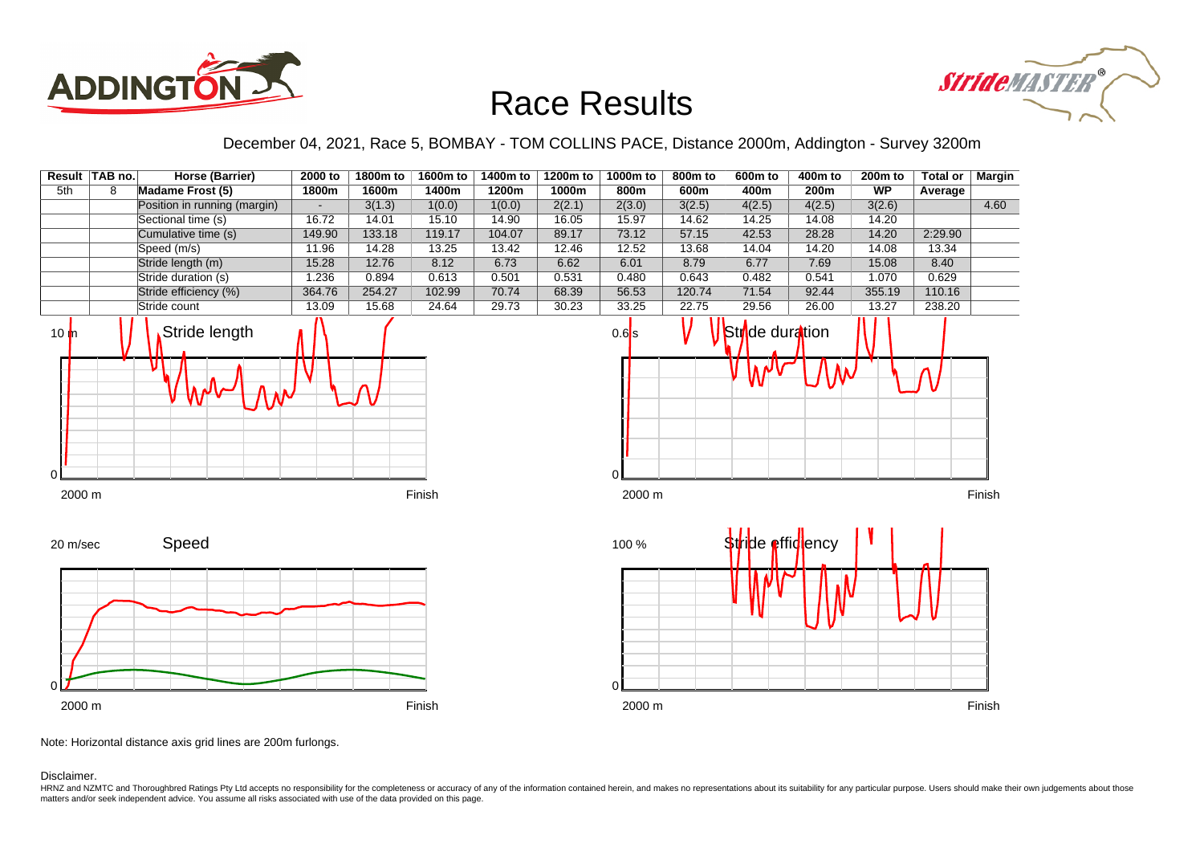# Race Results

December 04, 2021, Race 5, BOMBAY - TOM COLLINS PACE, Distance 2000m, Addington - Survey 3200m

| Result | TAB no. | Horse (Barrier) | 2000 to 1800m | 1800m to 1600m | 1600m to 1400m | 1400m to 1200m | 1200m to 1000m | 1000m to 800m | 800m to 600m | 600m to 400m | 400m to 200m | 200m to WP | Total or Average | Margin |
|---|---|---|---|---|---|---|---|---|---|---|---|---|---|---|
| 5th | 8 | Madame Frost (5) | | | | | | | | | | | | |
| | | Position in running (margin) | - | 3(1.3) | 1(0.0) | 1(0.0) | 2(2.1) | 2(3.0) | 3(2.5) | 4(2.5) | 4(2.5) | 3(2.6) | | 4.60 |
| | | Sectional time (s) | 16.72 | 14.01 | 15.10 | 14.90 | 16.05 | 15.97 | 14.62 | 14.25 | 14.08 | 14.20 | | |
| | | Cumulative time (s) | 149.90 | 133.18 | 119.17 | 104.07 | 89.17 | 73.12 | 57.15 | 42.53 | 28.28 | 14.20 | 2:29.90 | |
| | | Speed (m/s) | 11.96 | 14.28 | 13.25 | 13.42 | 12.46 | 12.52 | 13.68 | 14.04 | 14.20 | 14.08 | 13.34 | |
| | | Stride length (m) | 15.28 | 12.76 | 8.12 | 6.73 | 6.62 | 6.01 | 8.79 | 6.77 | 7.69 | 15.08 | 8.40 | |
| | | Stride duration (s) | 1.236 | 0.894 | 0.613 | 0.501 | 0.531 | 0.480 | 0.643 | 0.482 | 0.541 | 1.070 | 0.629 | |
| | | Stride efficiency (%) | 364.76 | 254.27 | 102.99 | 70.74 | 68.39 | 56.53 | 120.74 | 71.54 | 92.44 | 355.19 | 110.16 | |
| | | Stride count | 13.09 | 15.68 | 24.64 | 29.73 | 30.23 | 33.25 | 22.75 | 29.56 | 26.00 | 13.27 | 238.20 | |

Note: Horizontal distance axis grid lines are 200m furlongs.

Disclaimer.

HRNZ and NZMTC and Thoroughbred Ratings Pty Ltd accepts no responsibility for the completeness or accuracy of any of the information contained herein, and makes no representations about its suitability for any particular purpose. Users should make their own judgements about those matters and/or seek independent advice. You assume all risks associated with use of the data provided on this page.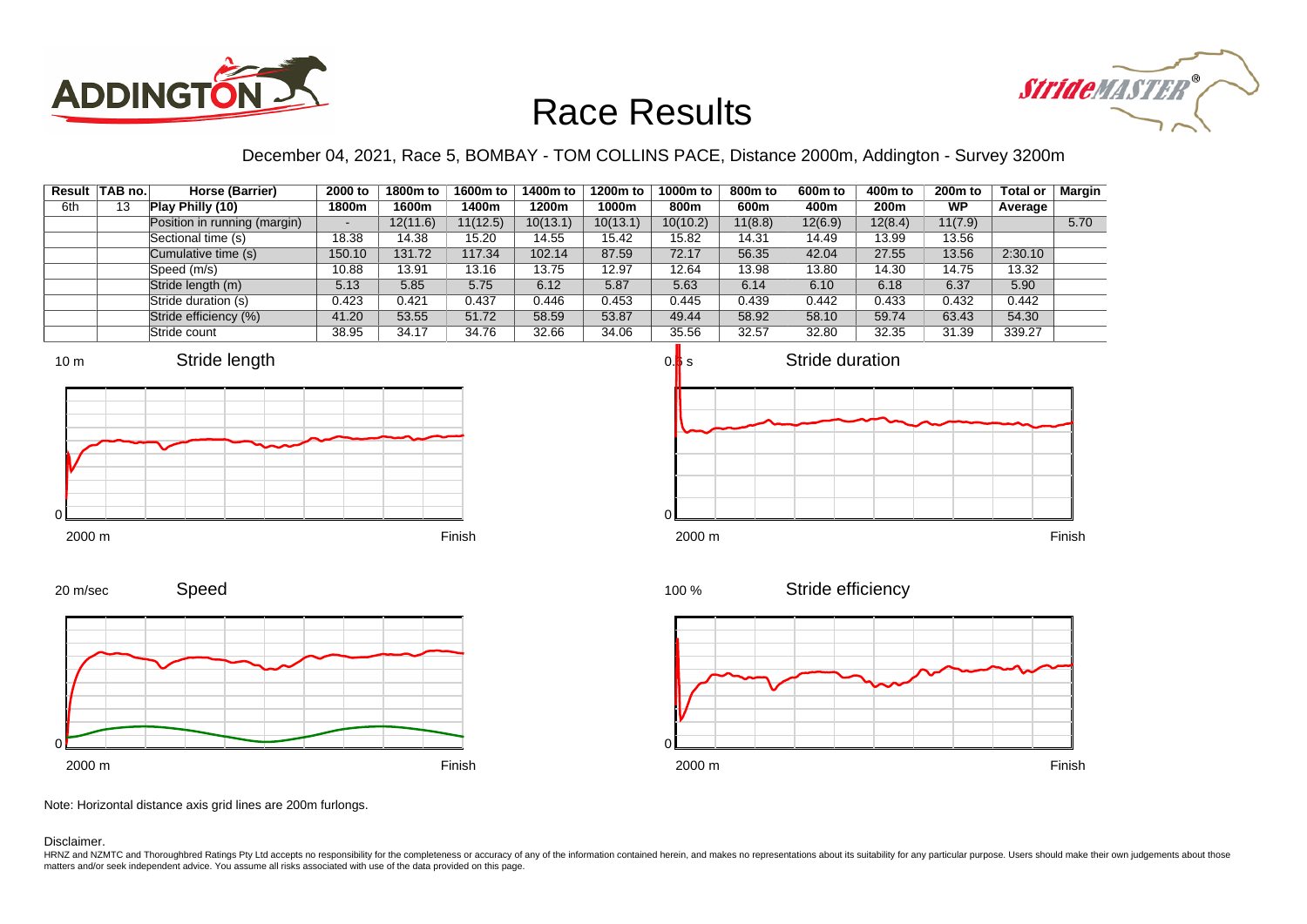# Race Results

December 04, 2021, Race 5, BOMBAY - TOM COLLINS PACE, Distance 2000m, Addington - Survey 3200m

| Result | TAB no. | Horse (Barrier) | 2000 to 1800m | 1800m to 1600m | 1600m to 1400m | 1400m to 1200m | 1200m to 1000m | 1000m to 800m | 800m to 600m | 600m to 400m | 400m to 200m | 200m to WP | Total or Average | Margin |
|---|---|---|---|---|---|---|---|---|---|---|---|---|---|---|
| 6th | 13 | **Play Philly (10)** | | | | | | | | | | | | |
| | | Position in running (margin) | - | 12(11.6) | 11(12.5) | 10(13.1) | 10(13.1) | 10(10.2) | 11(8.8) | 12(6.9) | 12(8.4) | 11(7.9) | | 5.70 |
| | | Sectional time (s) | 18.38 | 14.38 | 15.20 | 14.55 | 15.42 | 15.82 | 14.31 | 14.49 | 13.99 | 13.56 | | |
| | | Cumulative time (s) | 150.10 | 131.72 | 117.34 | 102.14 | 87.59 | 72.17 | 56.35 | 42.04 | 27.55 | 13.56 | 2:30.10 | |
| | | Speed (m/s) | 10.88 | 13.91 | 13.16 | 13.75 | 12.97 | 12.64 | 13.98 | 13.80 | 14.30 | 14.75 | 13.32 | |
| | | Stride length (m) | 5.13 | 5.85 | 5.75 | 6.12 | 5.87 | 5.63 | 6.14 | 6.10 | 6.18 | 6.37 | 5.90 | |
| | | Stride duration (s) | 0.423 | 0.421 | 0.437 | 0.446 | 0.453 | 0.445 | 0.439 | 0.442 | 0.433 | 0.432 | 0.442 | |
| | | Stride efficiency (%) | 41.20 | 53.55 | 51.72 | 58.59 | 53.87 | 49.44 | 58.92 | 58.10 | 59.74 | 63.43 | 54.30 | |
| | | Stride count | 38.95 | 34.17 | 34.76 | 32.66 | 34.06 | 35.56 | 32.57 | 32.80 | 32.35 | 31.39 | 339.27 | |

Note: Horizontal distance axis grid lines are 200m furlongs.

Disclaimer.

HRNZ and NZMTC and Thoroughbred Ratings Pty Ltd accepts no responsibility for the completeness or accuracy of any of the information contained herein, and makes no representations about its suitability for any particular purpose. Users should make their own judgements about those matters and/or seek independent advice. You assume all risks associated with use of the data provided on this page.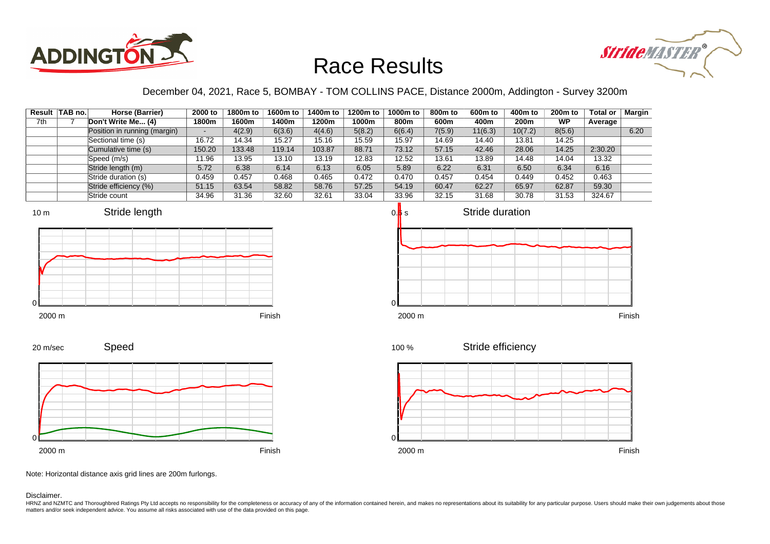# Race Results

December 04, 2021, Race 5, BOMBAY - TOM COLLINS PACE, Distance 2000m, Addington - Survey 3200m

| Result | TAB no. | Horse (Barrier) | 2000 to 1800m | 1800m to 1600m | 1600m to 1400m | 1400m to 1200m | 1200m to 1000m | 1000m to 800m | 800m to 600m | 600m to 400m | 400m to 200m | 200m to WP | Total or Average | Margin |
|---|---|---|---|---|---|---|---|---|---|---|---|---|---|---|
| 7th | 7 | Don't Write Me... (4) | | | | | | | | | | | | |
| | | Position in running (margin) | - | 4(2.9) | 6(3.6) | 4(4.6) | 5(8.2) | 6(6.4) | 7(5.9) | 11(6.3) | 10(7.2) | 8(5.6) | | 6.20 |
| | | Sectional time (s) | 16.72 | 14.34 | 15.27 | 15.16 | 15.59 | 15.97 | 14.69 | 14.40 | 13.81 | 14.25 | | |
| | | Cumulative time (s) | 150.20 | 133.48 | 119.14 | 103.87 | 88.71 | 73.12 | 57.15 | 42.46 | 28.06 | 14.25 | 2:30.20 | |
| | | Speed (m/s) | 11.96 | 13.95 | 13.10 | 13.19 | 12.83 | 12.52 | 13.61 | 13.89 | 14.48 | 14.04 | 13.32 | |
| | | Stride length (m) | 5.72 | 6.38 | 6.14 | 6.13 | 6.05 | 5.89 | 6.22 | 6.31 | 6.50 | 6.34 | 6.16 | |
| | | Stride duration (s) | 0.459 | 0.457 | 0.468 | 0.465 | 0.472 | 0.470 | 0.457 | 0.454 | 0.449 | 0.452 | 0.463 | |
| | | Stride efficiency (%) | 51.15 | 63.54 | 58.82 | 58.76 | 57.25 | 54.19 | 60.47 | 62.27 | 65.97 | 62.87 | 59.30 | |
| | | Stride count | 34.96 | 31.36 | 32.60 | 32.61 | 33.04 | 33.96 | 32.15 | 31.68 | 30.78 | 31.53 | 324.67 | |

Note: Horizontal distance axis grid lines are 200m furlongs.

Disclaimer.

HRNZ and NZMTC and Thoroughbred Ratings Pty Ltd accepts no responsibility for the completeness or accuracy of any of the information contained herein, and makes no representations about its suitability for any particular purpose. Users should make their own judgements about those matters and/or seek independent advice. You assume all risks associated with use of the data provided on this page.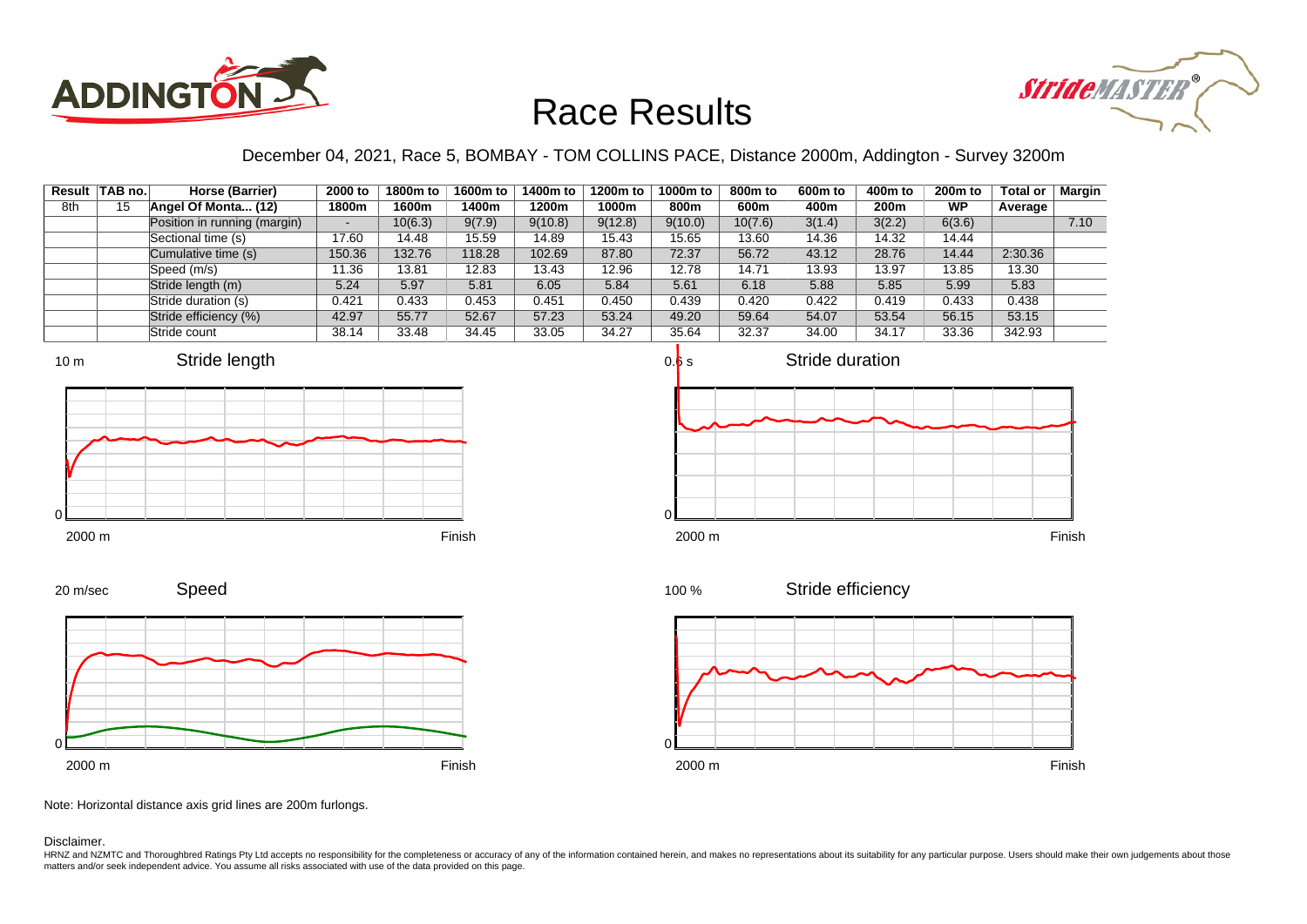# Race Results

December 04, 2021, Race 5, BOMBAY - TOM COLLINS PACE, Distance 2000m, Addington - Survey 3200m

| Result | TAB no. | Horse (Barrier) | 2000 to 1800m | 1800m to 1600m | 1600m to 1400m | 1400m to 1200m | 1200m to 1000m | 1000m to 800m | 800m to 600m | 600m to 400m | 400m to 200m | 200m to WP | Total or Average | Margin |
|---|---|---|---|---|---|---|---|---|---|---|---|---|---|---|
| 8th | 15 | Angel Of Monta... (12) | | | | | | | | | | | | |
| | | Position in running (margin) | - | 10(6.3) | 9(7.9) | 9(10.8) | 9(12.8) | 9(10.0) | 10(7.6) | 3(1.4) | 3(2.2) | 6(3.6) | | 7.10 |
| | | Sectional time (s) | 17.60 | 14.48 | 15.59 | 14.89 | 15.43 | 15.65 | 13.60 | 14.36 | 14.32 | 14.44 | | |
| | | Cumulative time (s) | 150.36 | 132.76 | 118.28 | 102.69 | 87.80 | 72.37 | 56.72 | 43.12 | 28.76 | 14.44 | 2:30.36 | |
| | | Speed (m/s) | 11.36 | 13.81 | 12.83 | 13.43 | 12.96 | 12.78 | 14.71 | 13.93 | 13.97 | 13.85 | 13.30 | |
| | | Stride length (m) | 5.24 | 5.97 | 5.81 | 6.05 | 5.84 | 5.61 | 6.18 | 5.88 | 5.85 | 5.99 | 5.83 | |
| | | Stride duration (s) | 0.421 | 0.433 | 0.453 | 0.451 | 0.450 | 0.439 | 0.420 | 0.422 | 0.419 | 0.433 | 0.438 | |
| | | Stride efficiency (%) | 42.97 | 55.77 | 52.67 | 57.23 | 53.24 | 49.20 | 59.64 | 54.07 | 53.54 | 56.15 | 53.15 | |
| | | Stride count | 38.14 | 33.48 | 34.45 | 33.05 | 34.27 | 35.64 | 32.37 | 34.00 | 34.17 | 33.36 | 342.93 | |

Stride length (10 m; 0; 2000 m – Finish)

Stride duration (0.6 s; 0; 2000 m – Finish)

Speed (20 m/sec; 0; 2000 m – Finish)

Stride efficiency (100 %; 0; 2000 m – Finish)

Note: Horizontal distance axis grid lines are 200m furlongs.

Disclaimer.

HRNZ and NZMTC and Thoroughbred Ratings Pty Ltd accepts no responsibility for the completeness or accuracy of any of the information contained herein, and makes no representations about its suitability for any particular purpose. Users should make their own judgements about those matters and/or seek independent advice. You assume all risks associated with use of the data provided on this page.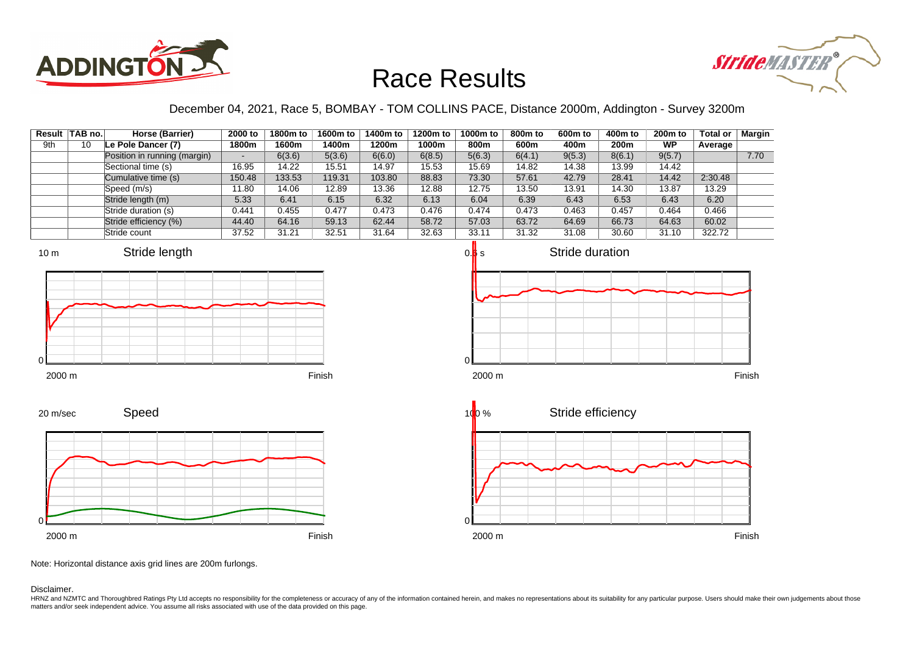# Race Results

December 04, 2021, Race 5, BOMBAY - TOM COLLINS PACE, Distance 2000m, Addington - Survey 3200m

| Result | TAB no. | Horse (Barrier) | 2000 to 1800m | 1800m to 1600m | 1600m to 1400m | 1400m to 1200m | 1200m to 1000m | 1000m to 800m | 800m to 600m | 600m to 400m | 400m to 200m | 200m to WP | Total or Average | Margin |
|---|---|---|---|---|---|---|---|---|---|---|---|---|---|---|
| 9th | 10 | Le Pole Dancer (7) | | | | | | | | | | | | |
| | | Position in running (margin) | - | 6(3.6) | 5(3.6) | 6(6.0) | 6(8.5) | 5(6.3) | 6(4.1) | 9(5.3) | 8(6.1) | 9(5.7) | | 7.70 |
| | | Sectional time (s) | 16.95 | 14.22 | 15.51 | 14.97 | 15.53 | 15.69 | 14.82 | 14.38 | 13.99 | 14.42 | | |
| | | Cumulative time (s) | 150.48 | 133.53 | 119.31 | 103.80 | 88.83 | 73.30 | 57.61 | 42.79 | 28.41 | 14.42 | 2:30.48 | |
| | | Speed (m/s) | 11.80 | 14.06 | 12.89 | 13.36 | 12.88 | 12.75 | 13.50 | 13.91 | 14.30 | 13.87 | 13.29 | |
| | | Stride length (m) | 5.33 | 6.41 | 6.15 | 6.32 | 6.13 | 6.04 | 6.39 | 6.43 | 6.53 | 6.43 | 6.20 | |
| | | Stride duration (s) | 0.441 | 0.455 | 0.477 | 0.473 | 0.476 | 0.474 | 0.473 | 0.463 | 0.457 | 0.464 | 0.466 | |
| | | Stride efficiency (%) | 44.40 | 64.16 | 59.13 | 62.44 | 58.72 | 57.03 | 63.72 | 64.69 | 66.73 | 64.63 | 60.02 | |
| | | Stride count | 37.52 | 31.21 | 32.51 | 31.64 | 32.63 | 33.11 | 31.32 | 31.08 | 30.60 | 31.10 | 322.72 | |

Note: Horizontal distance axis grid lines are 200m furlongs.

Disclaimer.

HRNZ and NZMTC and Thoroughbred Ratings Pty Ltd accepts no responsibility for the completeness or accuracy of any of the information contained herein, and makes no representations about its suitability for any particular purpose. Users should make their own judgements about those matters and/or seek independent advice. You assume all risks associated with use of the data provided on this page.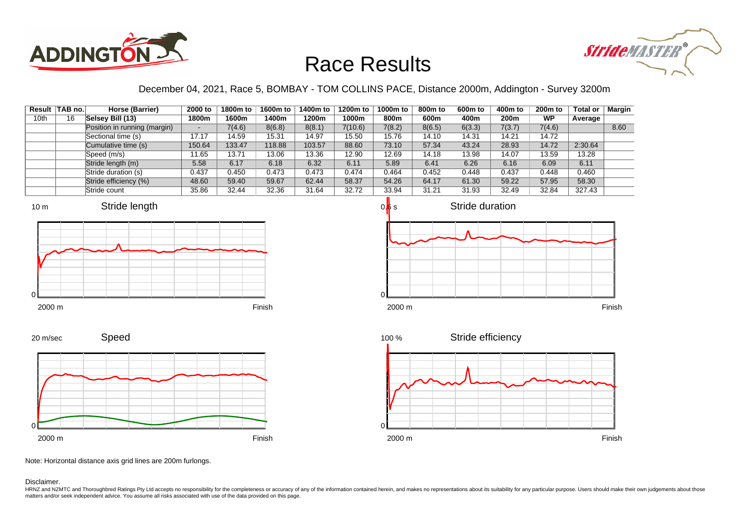# Race Results

December 04, 2021, Race 5, BOMBAY - TOM COLLINS PACE, Distance 2000m, Addington - Survey 3200m

| Result | TAB no. | Horse (Barrier) | 2000 to 1800m | 1800m to 1600m | 1600m to 1400m | 1400m to 1200m | 1200m to 1000m | 1000m to 800m | 800m to 600m | 600m to 400m | 400m to 200m | 200m to WP | Total or Average | Margin |
|---|---|---|---|---|---|---|---|---|---|---|---|---|---|---|
| 10th | 16 | Selsey Bill (13) | | | | | | | | | | | | |
| | | Position in running (margin) | - | 7(4.6) | 8(6.8) | 8(8.1) | 7(10.6) | 7(8.2) | 8(6.5) | 6(3.3) | 7(3.7) | 7(4.6) | | 8.60 |
| | | Sectional time (s) | 17.17 | 14.59 | 15.31 | 14.97 | 15.50 | 15.76 | 14.10 | 14.31 | 14.21 | 14.72 | | |
| | | Cumulative time (s) | 150.64 | 133.47 | 118.88 | 103.57 | 88.60 | 73.10 | 57.34 | 43.24 | 28.93 | 14.72 | 2:30.64 | |
| | | Speed (m/s) | 11.65 | 13.71 | 13.06 | 13.36 | 12.90 | 12.69 | 14.18 | 13.98 | 14.07 | 13.59 | 13.28 | |
| | | Stride length (m) | 5.58 | 6.17 | 6.18 | 6.32 | 6.11 | 5.89 | 6.41 | 6.26 | 6.16 | 6.09 | 6.11 | |
| | | Stride duration (s) | 0.437 | 0.450 | 0.473 | 0.473 | 0.474 | 0.464 | 0.452 | 0.448 | 0.437 | 0.448 | 0.460 | |
| | | Stride efficiency (%) | 48.60 | 59.40 | 59.67 | 62.44 | 58.37 | 54.26 | 64.17 | 61.30 | 59.22 | 57.95 | 58.30 | |
| | | Stride count | 35.86 | 32.44 | 32.36 | 31.64 | 32.72 | 33.94 | 31.21 | 31.93 | 32.49 | 32.84 | 327.43 | |

Note: Horizontal distance axis grid lines are 200m furlongs.

Disclaimer.

HRNZ and NZMTC and Thoroughbred Ratings Pty Ltd accepts no responsibility for the completeness or accuracy of any of the information contained herein, and makes no representations about its suitability for any particular purpose. Users should make their own judgements about those matters and/or seek independent advice. You assume all risks associated with use of the data provided on this page.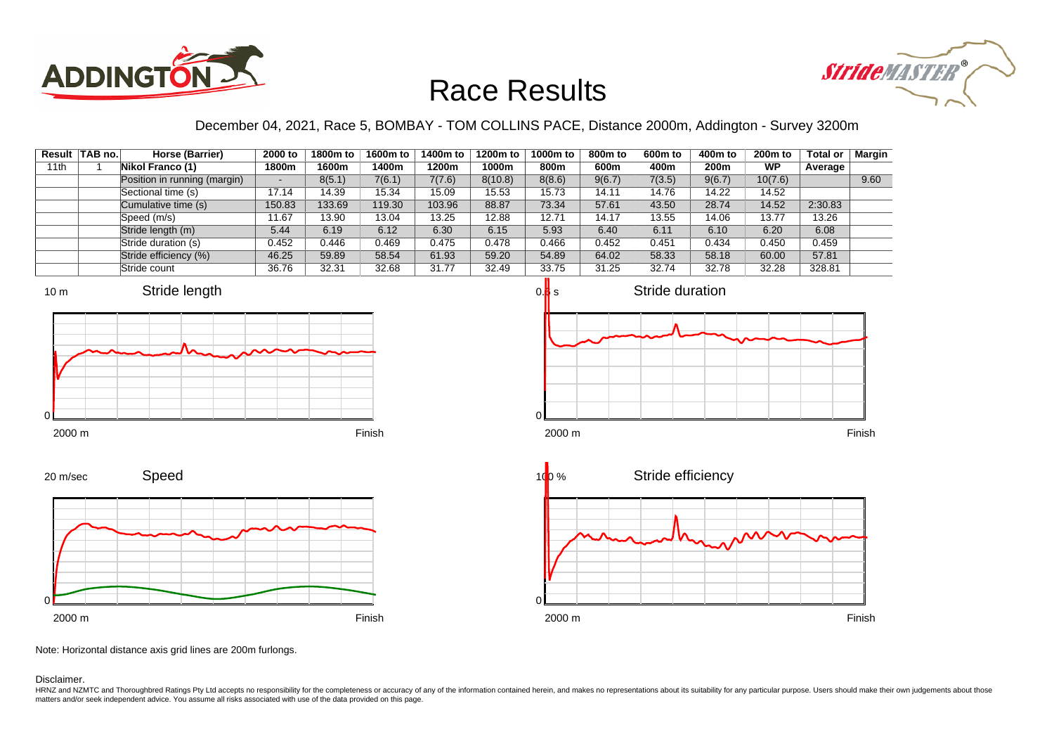# Race Results

December 04, 2021, Race 5, BOMBAY - TOM COLLINS PACE, Distance 2000m, Addington - Survey 3200m

| Result | TAB no. | Horse (Barrier) | 2000 to 1800m | 1800m to 1600m | 1600m to 1400m | 1400m to 1200m | 1200m to 1000m | 1000m to 800m | 800m to 600m | 600m to 400m | 400m to 200m | 200m to WP | Total or Average | Margin |
|---|---|---|---|---|---|---|---|---|---|---|---|---|---|---|
| 11th | 1 | Nikol Franco (1) | | | | | | | | | | | | |
| | | Position in running (margin) | - | 8(5.1) | 7(6.1) | 7(7.6) | 8(10.8) | 8(8.6) | 9(6.7) | 7(3.5) | 9(6.7) | 10(7.6) | | 9.60 |
| | | Sectional time (s) | 17.14 | 14.39 | 15.34 | 15.09 | 15.53 | 15.73 | 14.11 | 14.76 | 14.22 | 14.52 | | |
| | | Cumulative time (s) | 150.83 | 133.69 | 119.30 | 103.96 | 88.87 | 73.34 | 57.61 | 43.50 | 28.74 | 14.52 | 2:30.83 | |
| | | Speed (m/s) | 11.67 | 13.90 | 13.04 | 13.25 | 12.88 | 12.71 | 14.17 | 13.55 | 14.06 | 13.77 | 13.26 | |
| | | Stride length (m) | 5.44 | 6.19 | 6.12 | 6.30 | 6.15 | 5.93 | 6.40 | 6.11 | 6.10 | 6.20 | 6.08 | |
| | | Stride duration (s) | 0.452 | 0.446 | 0.469 | 0.475 | 0.478 | 0.466 | 0.452 | 0.451 | 0.434 | 0.450 | 0.459 | |
| | | Stride efficiency (%) | 46.25 | 59.89 | 58.54 | 61.93 | 59.20 | 54.89 | 64.02 | 58.33 | 58.18 | 60.00 | 57.81 | |
| | | Stride count | 36.76 | 32.31 | 32.68 | 31.77 | 32.49 | 33.75 | 31.25 | 32.74 | 32.78 | 32.28 | 328.81 | |

Note: Horizontal distance axis grid lines are 200m furlongs.

Disclaimer.

HRNZ and NZMTC and Thoroughbred Ratings Pty Ltd accepts no responsibility for the completeness or accuracy of any of the information contained herein, and makes no representations about its suitability for any particular purpose. Users should make their own judgements about those matters and/or seek independent advice. You assume all risks associated with use of the data provided on this page.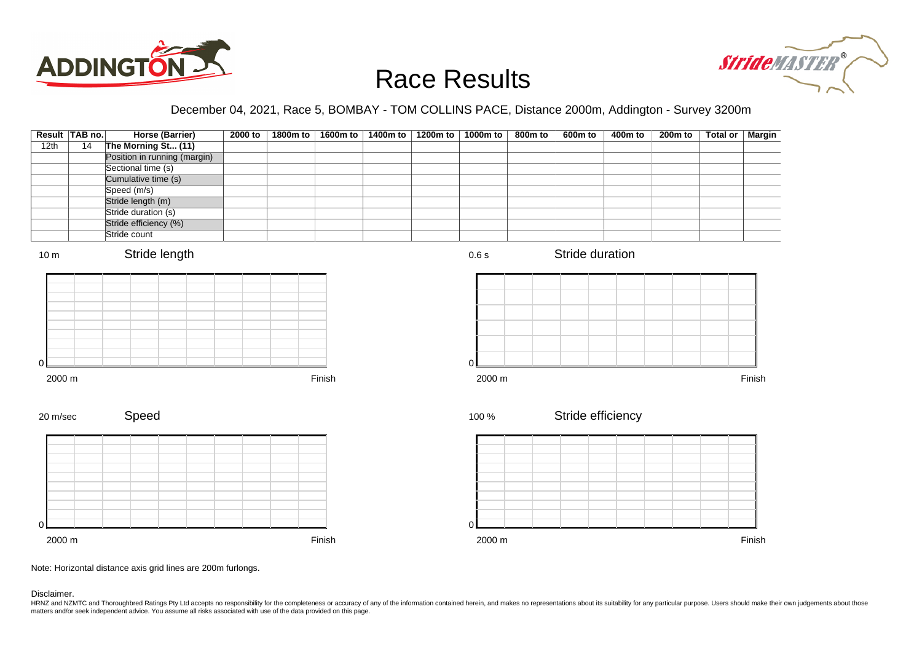# Race Results

December 04, 2021, Race 5, BOMBAY - TOM COLLINS PACE, Distance 2000m, Addington - Survey 3200m

| Result | TAB no. | Horse (Barrier) | 2000 to | 1800m to | 1600m to | 1400m to | 1200m to | 1000m to | 800m to | 600m to | 400m to | 200m to | Total or | Margin |
|---|---|---|---|---|---|---|---|---|---|---|---|---|---|---|
| 12th | 14 | **The Morning St... (11)** | | | | | | | | | | | | |
| | | Position in running (margin) | | | | | | | | | | | | |
| | | Sectional time (s) | | | | | | | | | | | | |
| | | Cumulative time (s) | | | | | | | | | | | | |
| | | Speed (m/s) | | | | | | | | | | | | |
| | | Stride length (m) | | | | | | | | | | | | |
| | | Stride duration (s) | | | | | | | | | | | | |
| | | Stride efficiency (%) | | | | | | | | | | | | |
| | | Stride count | | | | | | | | | | | | |

10 m Stride length

0

2000 m Finish

0.6 s Stride duration

0

2000 m Finish

20 m/sec Speed

0

2000 m Finish

100 % Stride efficiency

0

2000 m Finish

Note: Horizontal distance axis grid lines are 200m furlongs.

Disclaimer.

HRNZ and NZMTC and Thoroughbred Ratings Pty Ltd accepts no responsibility for the completeness or accuracy of any of the information contained herein, and makes no representations about its suitability for any particular purpose. Users should make their own judgements about those matters and/or seek independent advice. You assume all risks associated with use of the data provided on this page.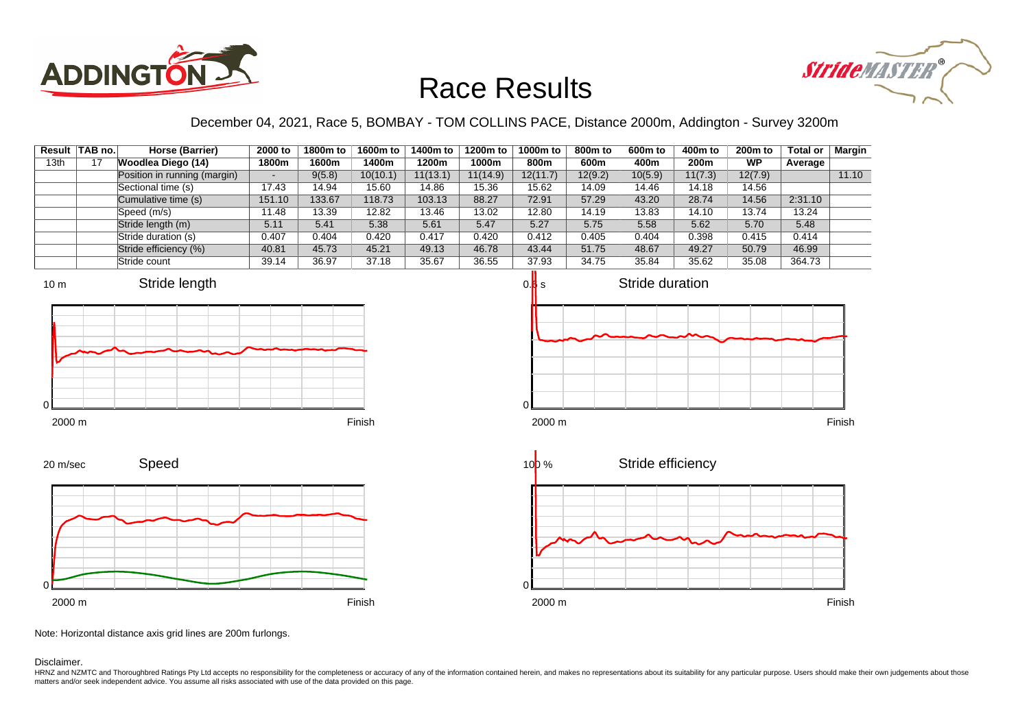# Race Results

December 04, 2021, Race 5, BOMBAY - TOM COLLINS PACE, Distance 2000m, Addington - Survey 3200m

| Result | TAB no. | Horse (Barrier) | 2000 to 1800m | 1800m to 1600m | 1600m to 1400m | 1400m to 1200m | 1200m to 1000m | 1000m to 800m | 800m to 600m | 600m to 400m | 400m to 200m | 200m to WP | Total or Average | Margin |
|---|---|---|---|---|---|---|---|---|---|---|---|---|---|---|
| 13th | 17 | **Woodlea Diego (14)** | | | | | | | | | | | | |
| | | Position in running (margin) | - | 9(5.8) | 10(10.1) | 11(13.1) | 11(14.9) | 12(11.7) | 12(9.2) | 10(5.9) | 11(7.3) | 12(7.9) | | 11.10 |
| | | Sectional time (s) | 17.43 | 14.94 | 15.60 | 14.86 | 15.36 | 15.62 | 14.09 | 14.46 | 14.18 | 14.56 | | |
| | | Cumulative time (s) | 151.10 | 133.67 | 118.73 | 103.13 | 88.27 | 72.91 | 57.29 | 43.20 | 28.74 | 14.56 | 2:31.10 | |
| | | Speed (m/s) | 11.48 | 13.39 | 12.82 | 13.46 | 13.02 | 12.80 | 14.19 | 13.83 | 14.10 | 13.74 | 13.24 | |
| | | Stride length (m) | 5.11 | 5.41 | 5.38 | 5.61 | 5.47 | 5.27 | 5.75 | 5.58 | 5.62 | 5.70 | 5.48 | |
| | | Stride duration (s) | 0.407 | 0.404 | 0.420 | 0.417 | 0.420 | 0.412 | 0.405 | 0.404 | 0.398 | 0.415 | 0.414 | |
| | | Stride efficiency (%) | 40.81 | 45.73 | 45.21 | 49.13 | 46.78 | 43.44 | 51.75 | 48.67 | 49.27 | 50.79 | 46.99 | |
| | | Stride count | 39.14 | 36.97 | 37.18 | 35.67 | 36.55 | 37.93 | 34.75 | 35.84 | 35.62 | 35.08 | 364.73 | |

Note: Horizontal distance axis grid lines are 200m furlongs.

Disclaimer.

HRNZ and NZMTC and Thoroughbred Ratings Pty Ltd accepts no responsibility for the completeness or accuracy of any of the information contained herein, and makes no representations about its suitability for any particular purpose. Users should make their own judgements about those matters and/or seek independent advice. You assume all risks associated with use of the data provided on this page.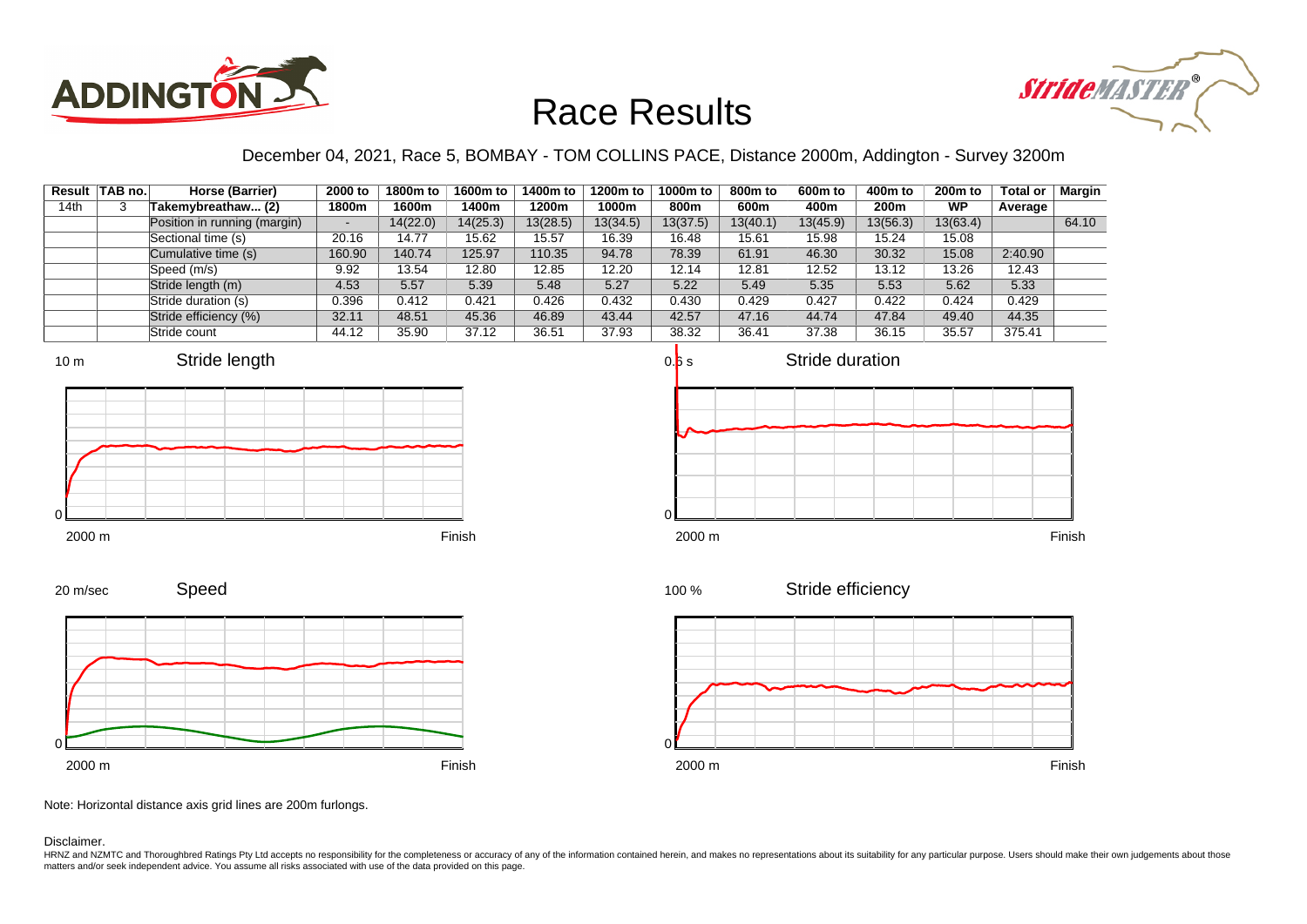# Race Results

December 04, 2021, Race 5, BOMBAY - TOM COLLINS PACE, Distance 2000m, Addington - Survey 3200m

| Result | TAB no. | Horse (Barrier) | 2000 to 1800m | 1800m to 1600m | 1600m to 1400m | 1400m to 1200m | 1200m to 1000m | 1000m to 800m | 800m to 600m | 600m to 400m | 400m to 200m | 200m to WP | Total or Average | Margin |
|---|---|---|---|---|---|---|---|---|---|---|---|---|---|---|
| 14th | 3 | Takemybreathaw... (2) | | | | | | | | | | | | |
| | | Position in running (margin) | - | 14(22.0) | 14(25.3) | 13(28.5) | 13(34.5) | 13(37.5) | 13(40.1) | 13(45.9) | 13(56.3) | 13(63.4) | | 64.10 |
| | | Sectional time (s) | 20.16 | 14.77 | 15.62 | 15.57 | 16.39 | 16.48 | 15.61 | 15.98 | 15.24 | 15.08 | | |
| | | Cumulative time (s) | 160.90 | 140.74 | 125.97 | 110.35 | 94.78 | 78.39 | 61.91 | 46.30 | 30.32 | 15.08 | 2:40.90 | |
| | | Speed (m/s) | 9.92 | 13.54 | 12.80 | 12.85 | 12.20 | 12.14 | 12.81 | 12.52 | 13.12 | 13.26 | 12.43 | |
| | | Stride length (m) | 4.53 | 5.57 | 5.39 | 5.48 | 5.27 | 5.22 | 5.49 | 5.35 | 5.53 | 5.62 | 5.33 | |
| | | Stride duration (s) | 0.396 | 0.412 | 0.421 | 0.426 | 0.432 | 0.430 | 0.429 | 0.427 | 0.422 | 0.424 | 0.429 | |
| | | Stride efficiency (%) | 32.11 | 48.51 | 45.36 | 46.89 | 43.44 | 42.57 | 47.16 | 44.74 | 47.84 | 49.40 | 44.35 | |
| | | Stride count | 44.12 | 35.90 | 37.12 | 36.51 | 37.93 | 38.32 | 36.41 | 37.38 | 36.15 | 35.57 | 375.41 | |

Stride length (10 m, 0; 2000 m to Finish)

Stride duration (0.5 s, 0; 2000 m to Finish)

Speed (20 m/sec, 0; 2000 m to Finish)

Stride efficiency (100 %, 0; 2000 m to Finish)

Note: Horizontal distance axis grid lines are 200m furlongs.

Disclaimer.

HRNZ and NZMTC and Thoroughbred Ratings Pty Ltd accepts no responsibility for the completeness or accuracy of any of the information contained herein, and makes no representations about its suitability for any particular purpose. Users should make their own judgements about those matters and/or seek independent advice. You assume all risks associated with use of the data provided on this page.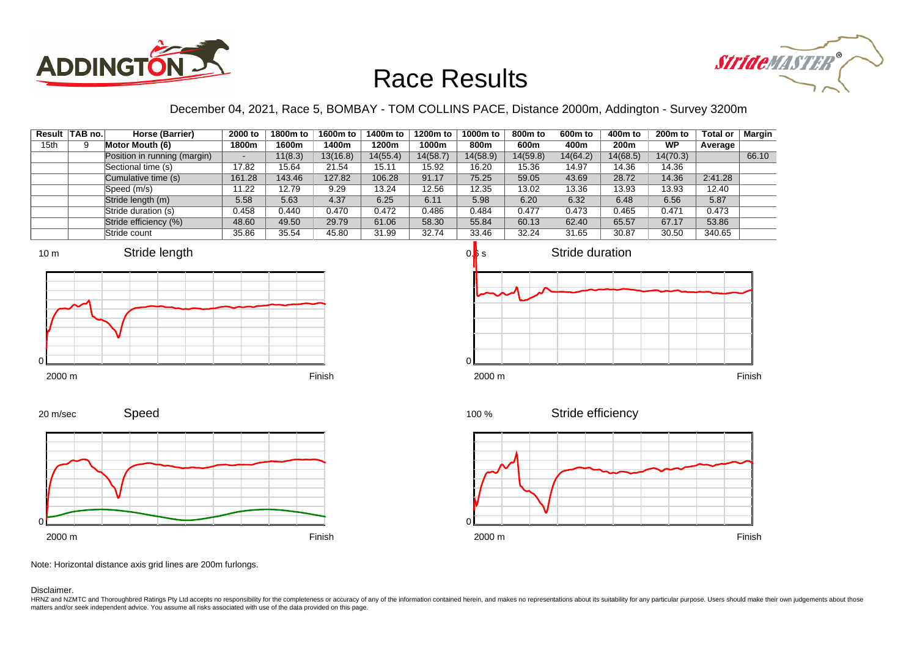# Race Results

December 04, 2021, Race 5, BOMBAY - TOM COLLINS PACE, Distance 2000m, Addington - Survey 3200m

| Result | TAB no. | Horse (Barrier) | 2000 to 1800m | 1800m to 1600m | 1600m to 1400m | 1400m to 1200m | 1200m to 1000m | 1000m to 800m | 800m to 600m | 600m to 400m | 400m to 200m | 200m to WP | Total or Average | Margin |
|---|---|---|---|---|---|---|---|---|---|---|---|---|---|---|
| 15th | 9 | **Motor Mouth (6)** | | | | | | | | | | | | |
| | | Position in running (margin) | - | 11(8.3) | 13(16.8) | 14(55.4) | 14(58.7) | 14(58.9) | 14(59.8) | 14(64.2) | 14(68.5) | 14(70.3) | | 66.10 |
| | | Sectional time (s) | 17.82 | 15.64 | 21.54 | 15.11 | 15.92 | 16.20 | 15.36 | 14.97 | 14.36 | 14.36 | | |
| | | Cumulative time (s) | 161.28 | 143.46 | 127.82 | 106.28 | 91.17 | 75.25 | 59.05 | 43.69 | 28.72 | 14.36 | 2:41.28 | |
| | | Speed (m/s) | 11.22 | 12.79 | 9.29 | 13.24 | 12.56 | 12.35 | 13.02 | 13.36 | 13.93 | 13.93 | 12.40 | |
| | | Stride length (m) | 5.58 | 5.63 | 4.37 | 6.25 | 6.11 | 5.98 | 6.20 | 6.32 | 6.48 | 6.56 | 5.87 | |
| | | Stride duration (s) | 0.458 | 0.440 | 0.470 | 0.472 | 0.486 | 0.484 | 0.477 | 0.473 | 0.465 | 0.471 | 0.473 | |
| | | Stride efficiency (%) | 48.60 | 49.50 | 29.79 | 61.06 | 58.30 | 55.84 | 60.13 | 62.40 | 65.57 | 67.17 | 53.86 | |
| | | Stride count | 35.86 | 35.54 | 45.80 | 31.99 | 32.74 | 33.46 | 32.24 | 31.65 | 30.87 | 30.50 | 340.65 | |

Stride length
10 m
0
2000 m
Finish

Stride duration
0.5 s
0
2000 m
Finish

Speed
20 m/sec
0
2000 m
Finish

Stride efficiency
100 %
0
2000 m
Finish

Note: Horizontal distance axis grid lines are 200m furlongs.

Disclaimer.

HRNZ and NZMTC and Thoroughbred Ratings Pty Ltd accepts no responsibility for the completeness or accuracy of any of the information contained herein, and makes no representations about its suitability for any particular purpose. Users should make their own judgements about those matters and/or seek independent advice. You assume all risks associated with use of the data provided on this page.